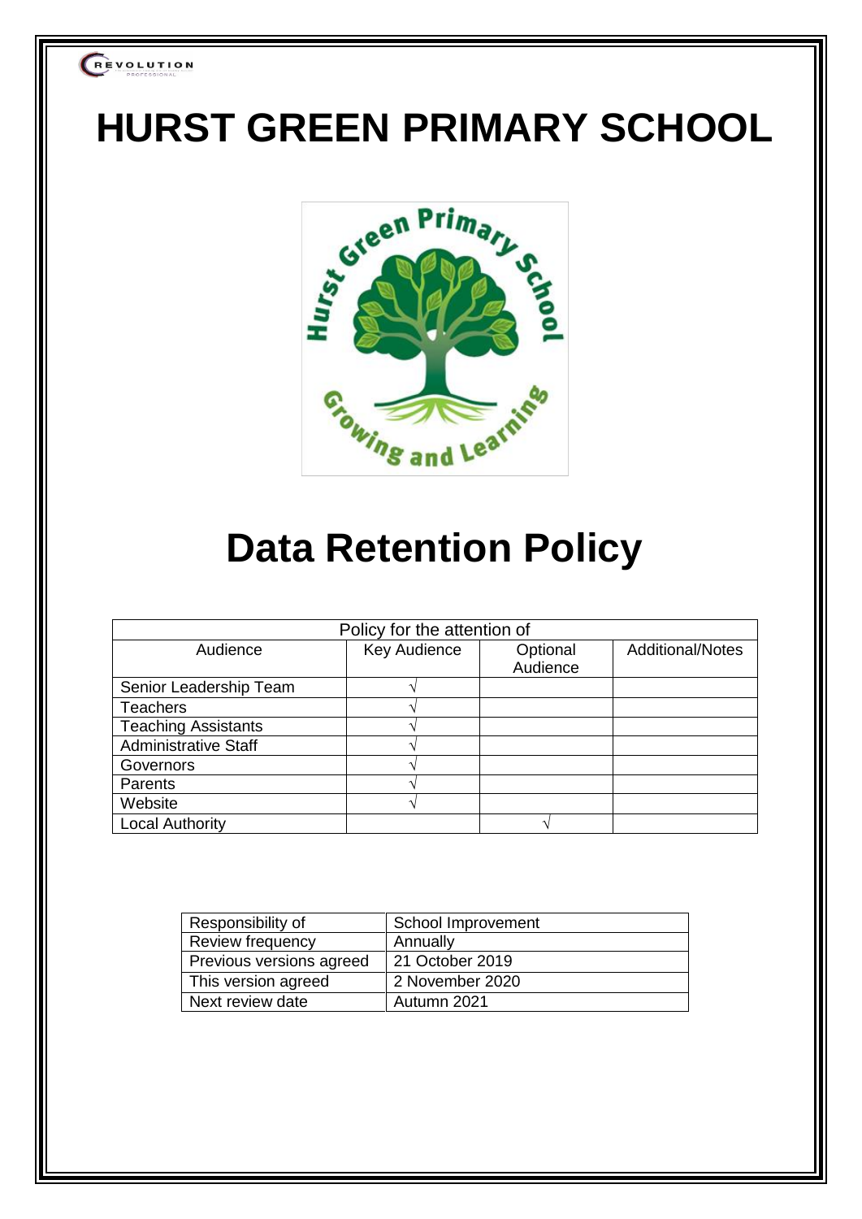# HURST GREEN PRIMARY SCHOOL

# Data Retention Policy

| Policy for the attention of | | | |
|---|---|---|---|
| Audience | Key Audience | Optional Audience | Additional/Notes |
| Senior Leadership Team | √ | | |
| Teachers | √ | | |
| Teaching Assistants | √ | | |
| Administrative Staff | √ | | |
| Governors | √ | | |
| Parents | √ | | |
| Website | √ | | |
| Local Authority | | √ | |

| Responsibility of | School Improvement |
|---|---|
| Review frequency | Annually |
| Previous versions agreed | 21 October 2019 |
| This version agreed | 2 November 2020 |
| Next review date | Autumn 2021 |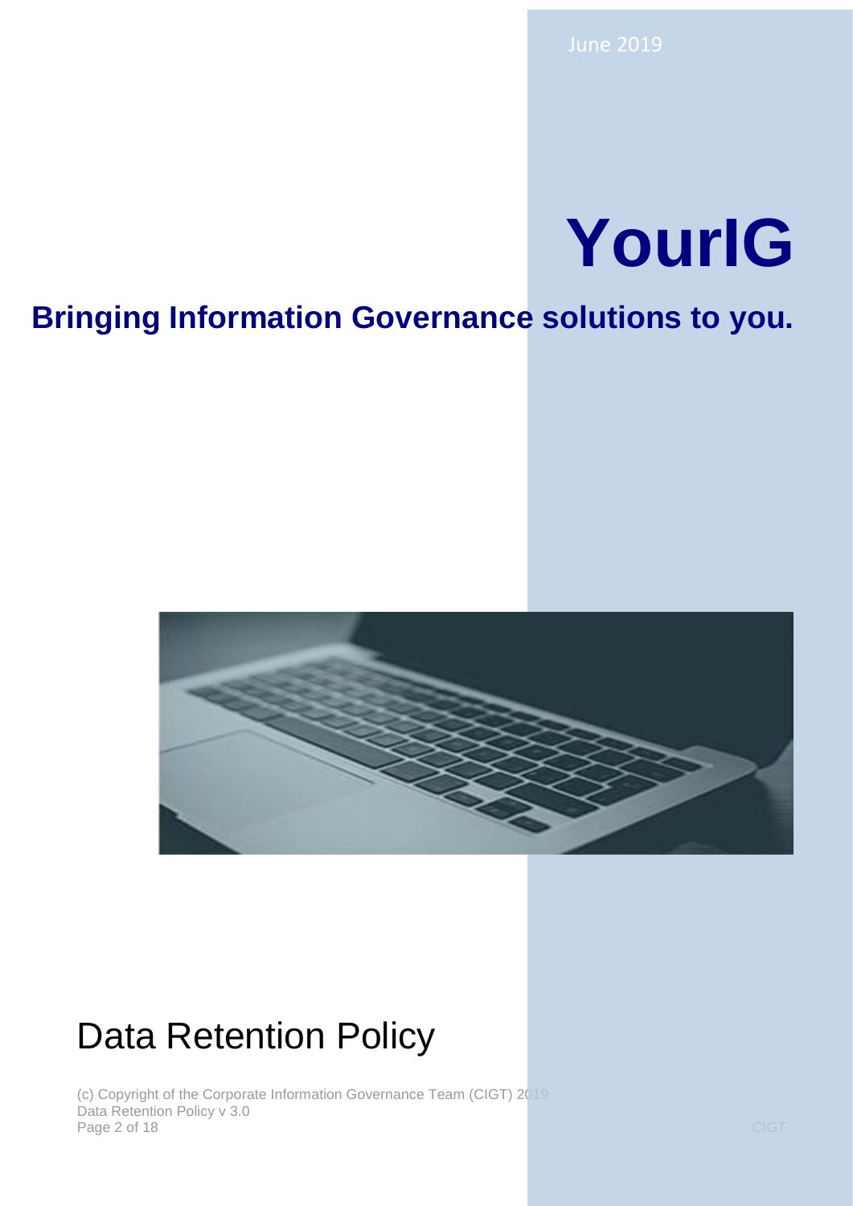June 2019

# YourIG

## Bringing Information Governance solutions to you.

# Data Retention Policy

(c) Copyright of the Corporate Information Governance Team (CIGT) 2019
Data Retention Policy v 3.0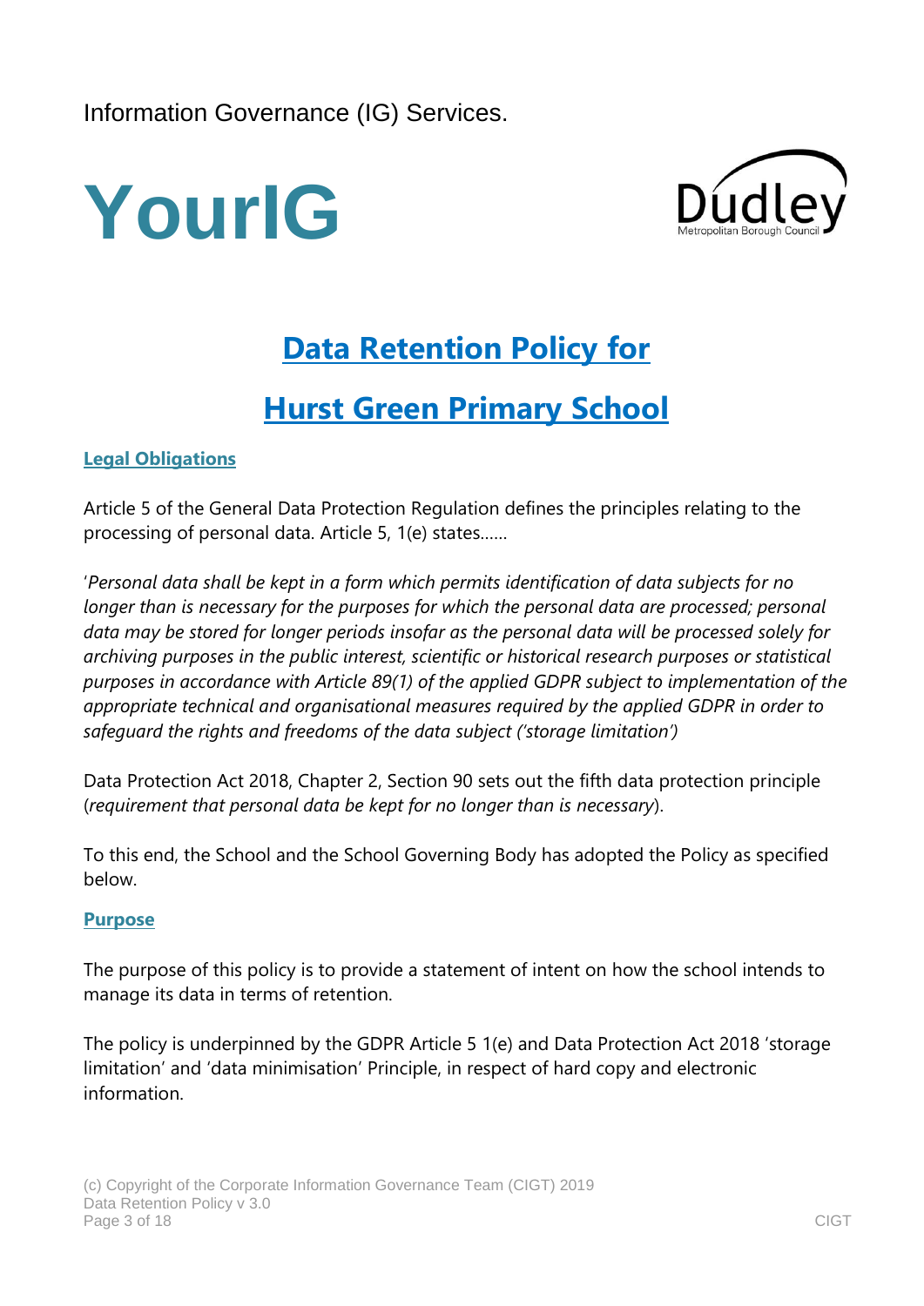Information Governance (IG) Services.

**YourIG**

Dudley Metropolitan Borough Council

# Data Retention Policy for

# Hurst Green Primary School

## Legal Obligations

Article 5 of the General Data Protection Regulation defines the principles relating to the processing of personal data. Article 5, 1(e) states……

'*Personal data shall be kept in a form which permits identification of data subjects for no longer than is necessary for the purposes for which the personal data are processed; personal data may be stored for longer periods insofar as the personal data will be processed solely for archiving purposes in the public interest, scientific or historical research purposes or statistical purposes in accordance with Article 89(1) of the applied GDPR subject to implementation of the appropriate technical and organisational measures required by the applied GDPR in order to safeguard the rights and freedoms of the data subject ('storage limitation')*

Data Protection Act 2018, Chapter 2, Section 90 sets out the fifth data protection principle (*requirement that personal data be kept for no longer than is necessary*).

To this end, the School and the School Governing Body has adopted the Policy as specified below.

## Purpose

The purpose of this policy is to provide a statement of intent on how the school intends to manage its data in terms of retention.

The policy is underpinned by the GDPR Article 5 1(e) and Data Protection Act 2018 'storage limitation' and 'data minimisation' Principle, in respect of hard copy and electronic information.

(c) Copyright of the Corporate Information Governance Team (CIGT) 2019
Data Retention Policy v 3.0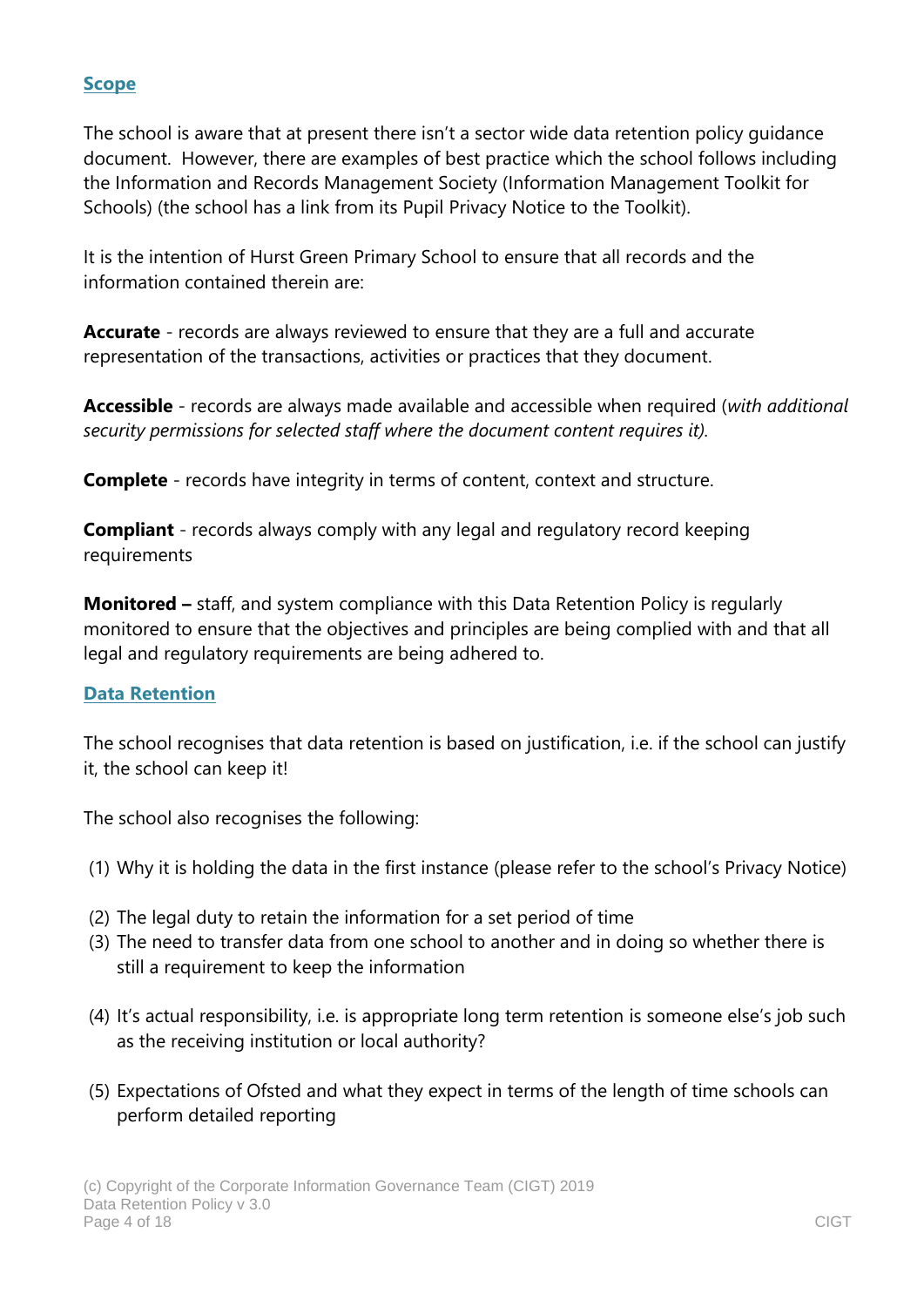## Scope

The school is aware that at present there isn't a sector wide data retention policy guidance document. However, there are examples of best practice which the school follows including the Information and Records Management Society (Information Management Toolkit for Schools) (the school has a link from its Pupil Privacy Notice to the Toolkit).

It is the intention of Hurst Green Primary School to ensure that all records and the information contained therein are:

**Accurate** - records are always reviewed to ensure that they are a full and accurate representation of the transactions, activities or practices that they document.

**Accessible** - records are always made available and accessible when required (*with additional security permissions for selected staff where the document content requires it).*

**Complete** - records have integrity in terms of content, context and structure.

**Compliant** - records always comply with any legal and regulatory record keeping requirements

**Monitored –** staff, and system compliance with this Data Retention Policy is regularly monitored to ensure that the objectives and principles are being complied with and that all legal and regulatory requirements are being adhered to.

## Data Retention

The school recognises that data retention is based on justification, i.e. if the school can justify it, the school can keep it!

The school also recognises the following:

(1) Why it is holding the data in the first instance (please refer to the school's Privacy Notice)

(2) The legal duty to retain the information for a set period of time

(3) The need to transfer data from one school to another and in doing so whether there is still a requirement to keep the information

(4) It's actual responsibility, i.e. is appropriate long term retention is someone else's job such as the receiving institution or local authority?

(5) Expectations of Ofsted and what they expect in terms of the length of time schools can perform detailed reporting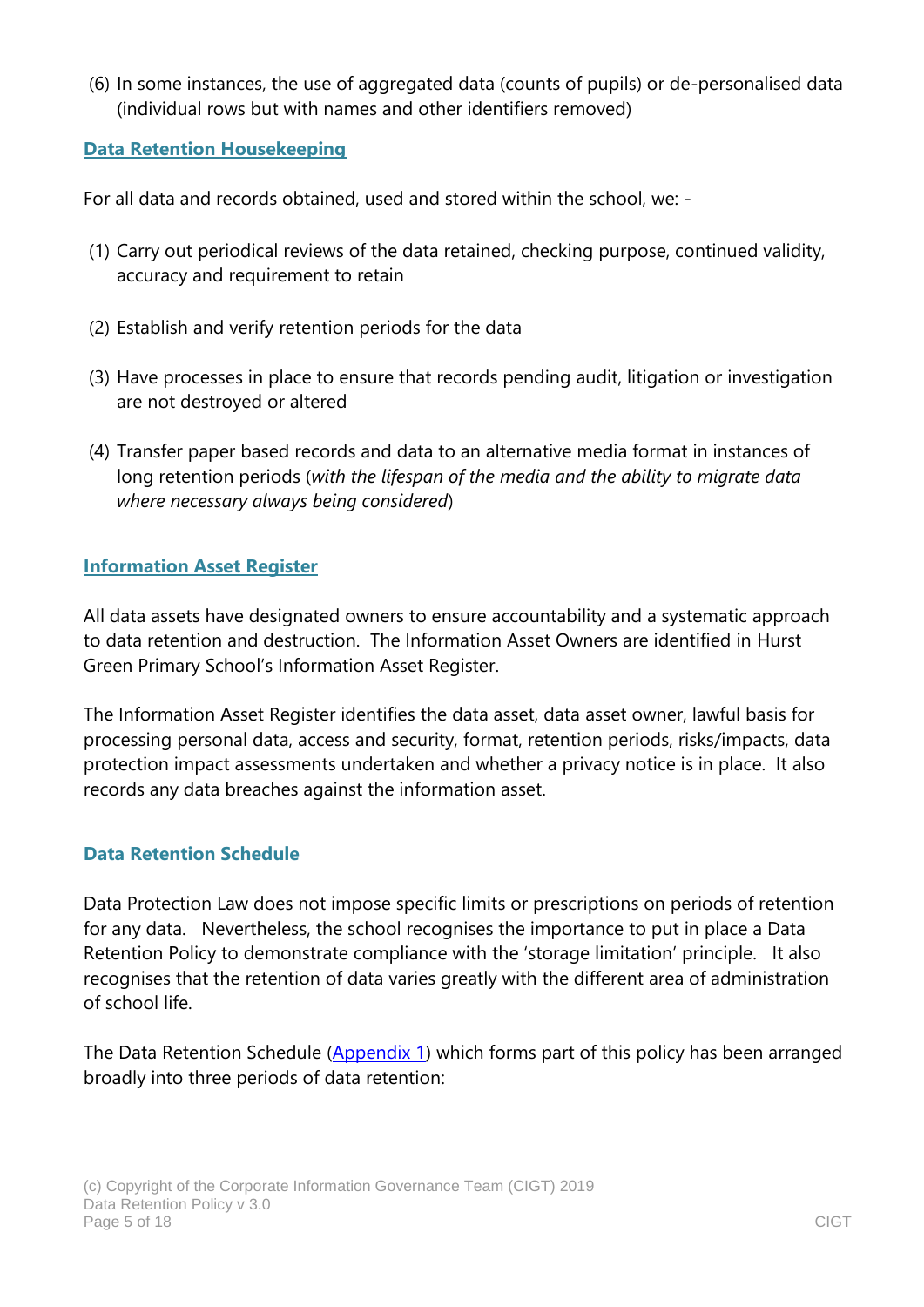(6) In some instances, the use of aggregated data (counts of pupils) or de-personalised data (individual rows but with names and other identifiers removed)

## Data Retention Housekeeping

For all data and records obtained, used and stored within the school, we: -

(1) Carry out periodical reviews of the data retained, checking purpose, continued validity, accuracy and requirement to retain

(2) Establish and verify retention periods for the data

(3) Have processes in place to ensure that records pending audit, litigation or investigation are not destroyed or altered

(4) Transfer paper based records and data to an alternative media format in instances of long retention periods (*with the lifespan of the media and the ability to migrate data where necessary always being considered*)

## Information Asset Register

All data assets have designated owners to ensure accountability and a systematic approach to data retention and destruction. The Information Asset Owners are identified in Hurst Green Primary School's Information Asset Register.

The Information Asset Register identifies the data asset, data asset owner, lawful basis for processing personal data, access and security, format, retention periods, risks/impacts, data protection impact assessments undertaken and whether a privacy notice is in place. It also records any data breaches against the information asset.

## Data Retention Schedule

Data Protection Law does not impose specific limits or prescriptions on periods of retention for any data. Nevertheless, the school recognises the importance to put in place a Data Retention Policy to demonstrate compliance with the 'storage limitation' principle. It also recognises that the retention of data varies greatly with the different area of administration of school life.

The Data Retention Schedule (Appendix 1) which forms part of this policy has been arranged broadly into three periods of data retention: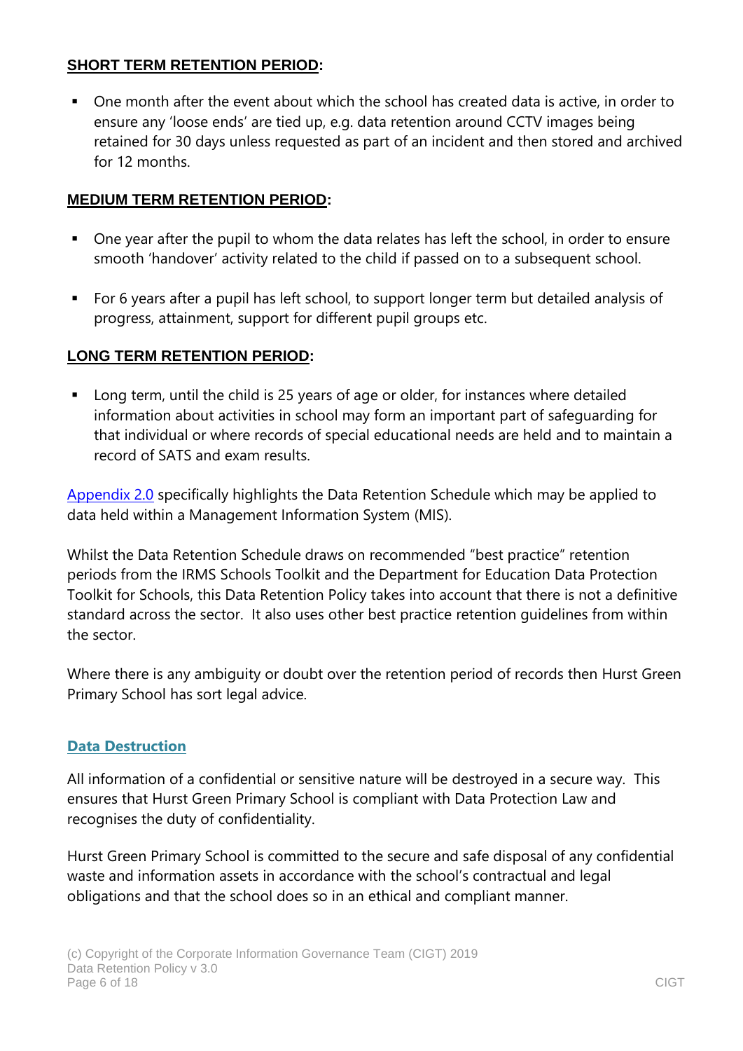**SHORT TERM RETENTION PERIOD:**

- One month after the event about which the school has created data is active, in order to ensure any 'loose ends' are tied up, e.g. data retention around CCTV images being retained for 30 days unless requested as part of an incident and then stored and archived for 12 months.

**MEDIUM TERM RETENTION PERIOD:**

- One year after the pupil to whom the data relates has left the school, in order to ensure smooth 'handover' activity related to the child if passed on to a subsequent school.
- For 6 years after a pupil has left school, to support longer term but detailed analysis of progress, attainment, support for different pupil groups etc.

**LONG TERM RETENTION PERIOD:**

- Long term, until the child is 25 years of age or older, for instances where detailed information about activities in school may form an important part of safeguarding for that individual or where records of special educational needs are held and to maintain a record of SATS and exam results.

Appendix 2.0 specifically highlights the Data Retention Schedule which may be applied to data held within a Management Information System (MIS).

Whilst the Data Retention Schedule draws on recommended "best practice" retention periods from the IRMS Schools Toolkit and the Department for Education Data Protection Toolkit for Schools, this Data Retention Policy takes into account that there is not a definitive standard across the sector. It also uses other best practice retention guidelines from within the sector.

Where there is any ambiguity or doubt over the retention period of records then Hurst Green Primary School has sort legal advice.

## Data Destruction

All information of a confidential or sensitive nature will be destroyed in a secure way. This ensures that Hurst Green Primary School is compliant with Data Protection Law and recognises the duty of confidentiality.

Hurst Green Primary School is committed to the secure and safe disposal of any confidential waste and information assets in accordance with the school's contractual and legal obligations and that the school does so in an ethical and compliant manner.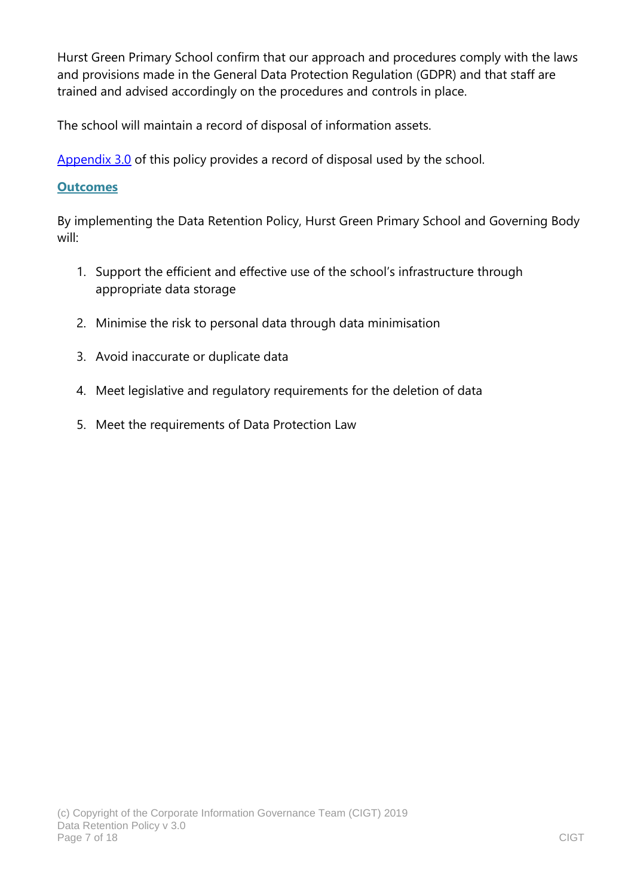Hurst Green Primary School confirm that our approach and procedures comply with the laws and provisions made in the General Data Protection Regulation (GDPR) and that staff are trained and advised accordingly on the procedures and controls in place.

The school will maintain a record of disposal of information assets.

Appendix 3.0 of this policy provides a record of disposal used by the school.

## Outcomes

By implementing the Data Retention Policy, Hurst Green Primary School and Governing Body will:

1. Support the efficient and effective use of the school's infrastructure through appropriate data storage
2. Minimise the risk to personal data through data minimisation
3. Avoid inaccurate or duplicate data
4. Meet legislative and regulatory requirements for the deletion of data
5. Meet the requirements of Data Protection Law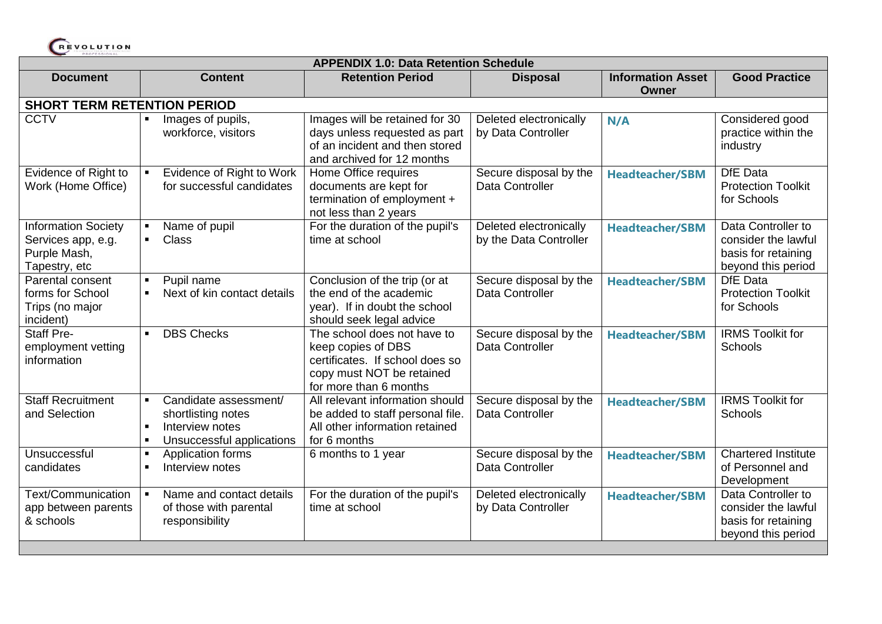| APPENDIX 1.0: Data Retention Schedule | | | | | |
|---|---|---|---|---|---|
| **Document** | **Content** | **Retention Period** | **Disposal** | **Information Asset Owner** | **Good Practice** |
| **SHORT TERM RETENTION PERIOD** | | | | | |
| CCTV | ▪ Images of pupils, workforce, visitors | Images will be retained for 30 days unless requested as part of an incident and then stored and archived for 12 months | Deleted electronically by Data Controller | **N/A** | Considered good practice within the industry |
| Evidence of Right to Work (Home Office) | ▪ Evidence of Right to Work for successful candidates | Home Office requires documents are kept for termination of employment + not less than 2 years | Secure disposal by the Data Controller | **Headteacher/SBM** | DfE Data Protection Toolkit for Schools |
| Information Society Services app, e.g. Purple Mash, Tapestry, etc | ▪ Name of pupil<br>▪ Class | For the duration of the pupil's time at school | Deleted electronically by the Data Controller | **Headteacher/SBM** | Data Controller to consider the lawful basis for retaining beyond this period |
| Parental consent forms for School Trips (no major incident) | ▪ Pupil name<br>▪ Next of kin contact details | Conclusion of the trip (or at the end of the academic year). If in doubt the school should seek legal advice | Secure disposal by the Data Controller | **Headteacher/SBM** | DfE Data Protection Toolkit for Schools |
| Staff Pre-employment vetting information | ▪ DBS Checks | The school does not have to keep copies of DBS certificates. If school does so copy must NOT be retained for more than 6 months | Secure disposal by the Data Controller | **Headteacher/SBM** | IRMS Toolkit for Schools |
| Staff Recruitment and Selection | ▪ Candidate assessment/ shortlisting notes<br>▪ Interview notes<br>▪ Unsuccessful applications | All relevant information should be added to staff personal file. All other information retained for 6 months | Secure disposal by the Data Controller | **Headteacher/SBM** | IRMS Toolkit for Schools |
| Unsuccessful candidates | ▪ Application forms<br>▪ Interview notes | 6 months to 1 year | Secure disposal by the Data Controller | **Headteacher/SBM** | Chartered Institute of Personnel and Development |
| Text/Communication app between parents & schools | ▪ Name and contact details of those with parental responsibility | For the duration of the pupil's time at school | Deleted electronically by Data Controller | **Headteacher/SBM** | Data Controller to consider the lawful basis for retaining beyond this period |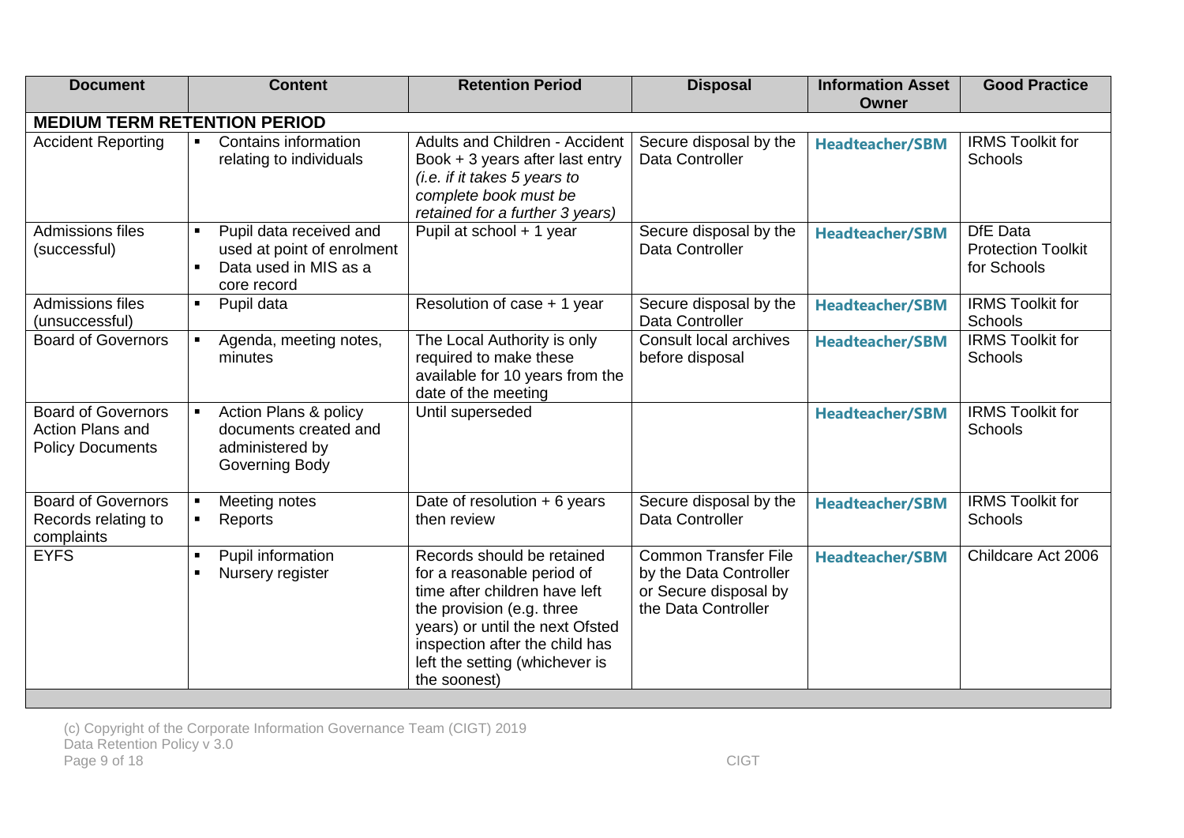| Document | Content | Retention Period | Disposal | Information Asset Owner | Good Practice |
|---|---|---|---|---|---|
| **MEDIUM TERM RETENTION PERIOD** | | | | | |
| Accident Reporting | ▪ Contains information relating to individuals | Adults and Children - Accident Book + 3 years after last entry *(i.e. if it takes 5 years to complete book must be retained for a further 3 years)* | Secure disposal by the Data Controller | **Headteacher/SBM** | IRMS Toolkit for Schools |
| Admissions files (successful) | ▪ Pupil data received and used at point of enrolment<br>▪ Data used in MIS as a core record | Pupil at school + 1 year | Secure disposal by the Data Controller | **Headteacher/SBM** | DfE Data Protection Toolkit for Schools |
| Admissions files (unsuccessful) | ▪ Pupil data | Resolution of case + 1 year | Secure disposal by the Data Controller | **Headteacher/SBM** | IRMS Toolkit for Schools |
| Board of Governors | ▪ Agenda, meeting notes, minutes | The Local Authority is only required to make these available for 10 years from the date of the meeting | Consult local archives before disposal | **Headteacher/SBM** | IRMS Toolkit for Schools |
| Board of Governors Action Plans and Policy Documents | ▪ Action Plans & policy documents created and administered by Governing Body | Until superseded | | **Headteacher/SBM** | IRMS Toolkit for Schools |
| Board of Governors Records relating to complaints | ▪ Meeting notes<br>▪ Reports | Date of resolution + 6 years then review | Secure disposal by the Data Controller | **Headteacher/SBM** | IRMS Toolkit for Schools |
| EYFS | ▪ Pupil information<br>▪ Nursery register | Records should be retained for a reasonable period of time after children have left the provision (e.g. three years) or until the next Ofsted inspection after the child has left the setting (whichever is the soonest) | Common Transfer File by the Data Controller or Secure disposal by the Data Controller | **Headteacher/SBM** | Childcare Act 2006 |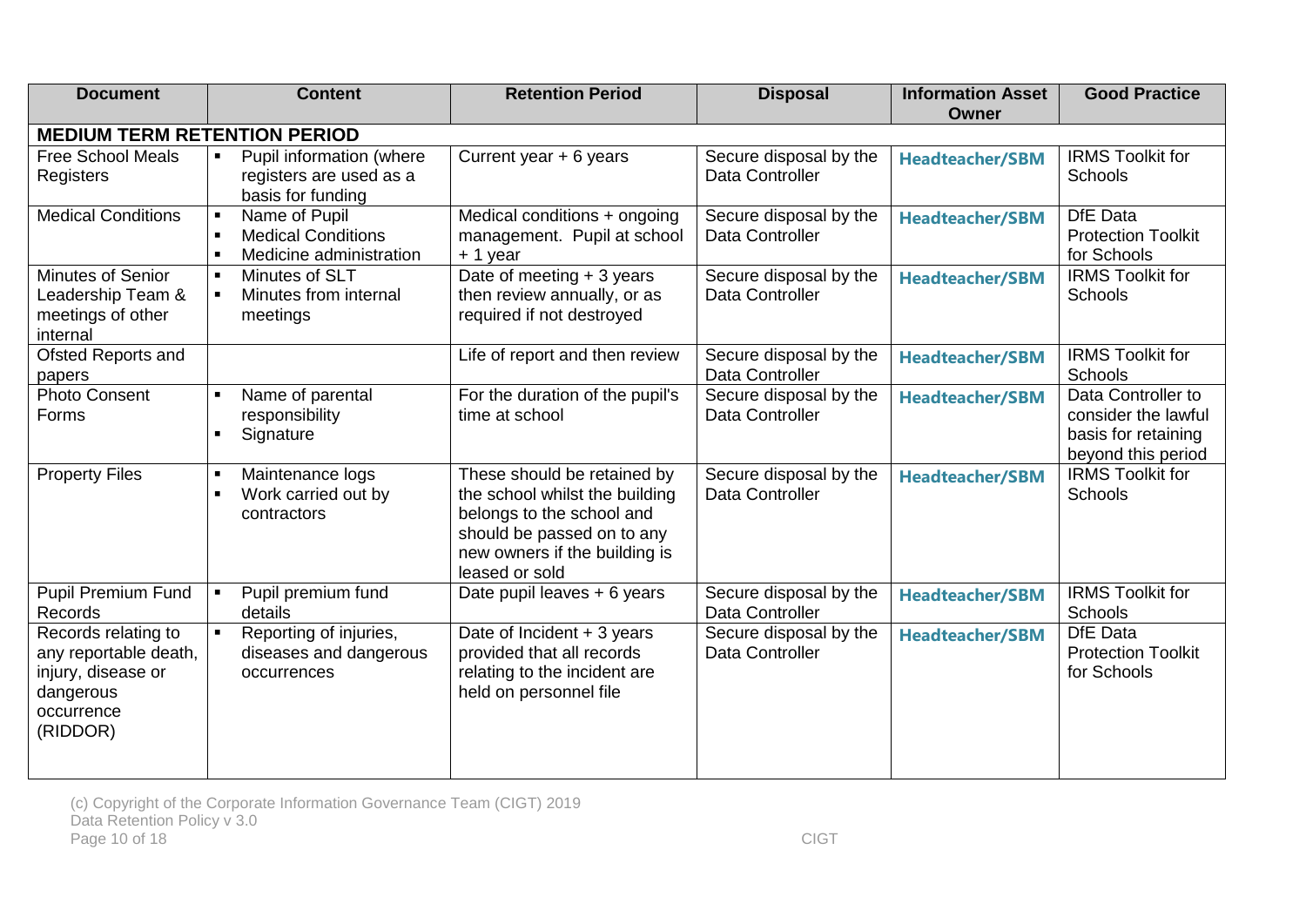| Document | Content | Retention Period | Disposal | Information Asset Owner | Good Practice |
|---|---|---|---|---|---|
| **MEDIUM TERM RETENTION PERIOD** | | | | | |
| Free School Meals Registers | ▪ Pupil information (where registers are used as a basis for funding | Current year + 6 years | Secure disposal by the Data Controller | **Headteacher/SBM** | IRMS Toolkit for Schools |
| Medical Conditions | ▪ Name of Pupil<br>▪ Medical Conditions<br>▪ Medicine administration | Medical conditions + ongoing management. Pupil at school + 1 year | Secure disposal by the Data Controller | **Headteacher/SBM** | DfE Data Protection Toolkit for Schools |
| Minutes of Senior Leadership Team & meetings of other internal | ▪ Minutes of SLT<br>▪ Minutes from internal meetings | Date of meeting + 3 years then review annually, or as required if not destroyed | Secure disposal by the Data Controller | **Headteacher/SBM** | IRMS Toolkit for Schools |
| Ofsted Reports and papers | | Life of report and then review | Secure disposal by the Data Controller | **Headteacher/SBM** | IRMS Toolkit for Schools |
| Photo Consent Forms | ▪ Name of parental responsibility<br>▪ Signature | For the duration of the pupil's time at school | Secure disposal by the Data Controller | **Headteacher/SBM** | Data Controller to consider the lawful basis for retaining beyond this period |
| Property Files | ▪ Maintenance logs<br>▪ Work carried out by contractors | These should be retained by the school whilst the building belongs to the school and should be passed on to any new owners if the building is leased or sold | Secure disposal by the Data Controller | **Headteacher/SBM** | IRMS Toolkit for Schools |
| Pupil Premium Fund Records | ▪ Pupil premium fund details | Date pupil leaves + 6 years | Secure disposal by the Data Controller | **Headteacher/SBM** | IRMS Toolkit for Schools |
| Records relating to any reportable death, injury, disease or dangerous occurrence (RIDDOR) | ▪ Reporting of injuries, diseases and dangerous occurrences | Date of Incident + 3 years provided that all records relating to the incident are held on personnel file | Secure disposal by the Data Controller | **Headteacher/SBM** | DfE Data Protection Toolkit for Schools |

(c) Copyright of the Corporate Information Governance Team (CIGT) 2019
Data Retention Policy v 3.0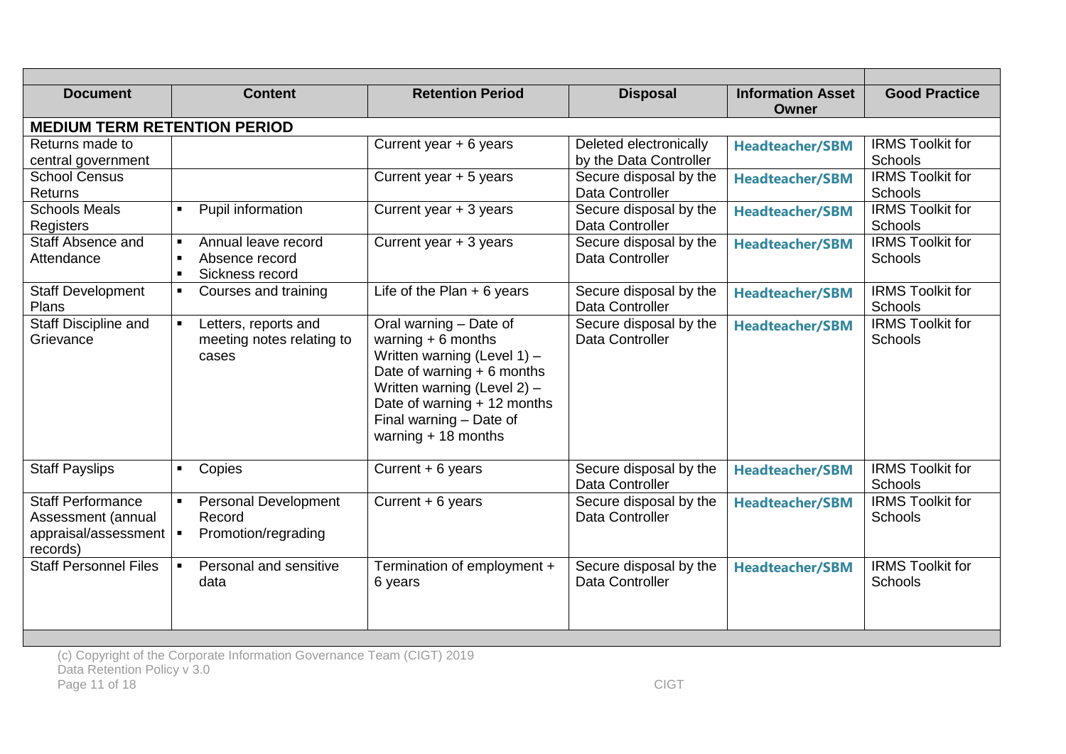| Document | Content | Retention Period | Disposal | Information Asset Owner | Good Practice |
|---|---|---|---|---|---|
| **MEDIUM TERM RETENTION PERIOD** | | | | | |
| Returns made to central government | | Current year + 6 years | Deleted electronically by the Data Controller | Headteacher/SBM | IRMS Toolkit for Schools |
| School Census Returns | | Current year + 5 years | Secure disposal by the Data Controller | Headteacher/SBM | IRMS Toolkit for Schools |
| Schools Meals Registers | ▪ Pupil information | Current year + 3 years | Secure disposal by the Data Controller | Headteacher/SBM | IRMS Toolkit for Schools |
| Staff Absence and Attendance | ▪ Annual leave record<br>▪ Absence record<br>▪ Sickness record | Current year + 3 years | Secure disposal by the Data Controller | Headteacher/SBM | IRMS Toolkit for Schools |
| Staff Development Plans | ▪ Courses and training | Life of the Plan + 6 years | Secure disposal by the Data Controller | Headteacher/SBM | IRMS Toolkit for Schools |
| Staff Discipline and Grievance | ▪ Letters, reports and meeting notes relating to cases | Oral warning – Date of warning + 6 months<br>Written warning (Level 1) – Date of warning + 6 months<br>Written warning (Level 2) – Date of warning + 12 months<br>Final warning – Date of warning + 18 months | Secure disposal by the Data Controller | Headteacher/SBM | IRMS Toolkit for Schools |
| Staff Payslips | ▪ Copies | Current + 6 years | Secure disposal by the Data Controller | Headteacher/SBM | IRMS Toolkit for Schools |
| Staff Performance Assessment (annual appraisal/assessment records) | ▪ Personal Development Record<br>▪ Promotion/regrading | Current + 6 years | Secure disposal by the Data Controller | Headteacher/SBM | IRMS Toolkit for Schools |
| Staff Personnel Files | ▪ Personal and sensitive data | Termination of employment + 6 years | Secure disposal by the Data Controller | Headteacher/SBM | IRMS Toolkit for Schools |

(c) Copyright of the Corporate Information Governance Team (CIGT) 2019
Data Retention Policy v 3.0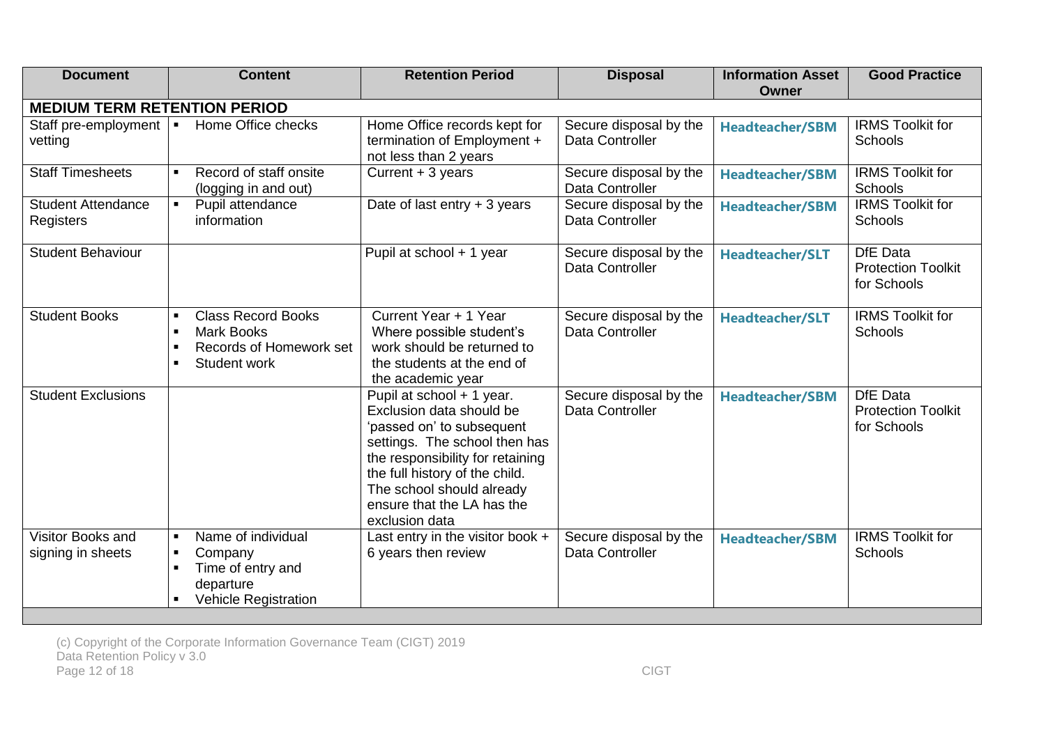| Document | Content | Retention Period | Disposal | Information Asset Owner | Good Practice |
|---|---|---|---|---|---|
| **MEDIUM TERM RETENTION PERIOD** | | | | | |
| Staff pre-employment vetting | ▪ Home Office checks | Home Office records kept for termination of Employment + not less than 2 years | Secure disposal by the Data Controller | Headteacher/SBM | IRMS Toolkit for Schools |
| Staff Timesheets | ▪ Record of staff onsite (logging in and out) | Current + 3 years | Secure disposal by the Data Controller | Headteacher/SBM | IRMS Toolkit for Schools |
| Student Attendance Registers | ▪ Pupil attendance information | Date of last entry + 3 years | Secure disposal by the Data Controller | Headteacher/SBM | IRMS Toolkit for Schools |
| Student Behaviour | | Pupil at school + 1 year | Secure disposal by the Data Controller | Headteacher/SLT | DfE Data Protection Toolkit for Schools |
| Student Books | ▪ Class Record Books<br>▪ Mark Books<br>▪ Records of Homework set<br>▪ Student work | Current Year + 1 Year Where possible student's work should be returned to the students at the end of the academic year | Secure disposal by the Data Controller | Headteacher/SLT | IRMS Toolkit for Schools |
| Student Exclusions | | Pupil at school + 1 year. Exclusion data should be 'passed on' to subsequent settings. The school then has the responsibility for retaining the full history of the child. The school should already ensure that the LA has the exclusion data | Secure disposal by the Data Controller | Headteacher/SBM | DfE Data Protection Toolkit for Schools |
| Visitor Books and signing in sheets | ▪ Name of individual<br>▪ Company<br>▪ Time of entry and departure<br>▪ Vehicle Registration | Last entry in the visitor book + 6 years then review | Secure disposal by the Data Controller | Headteacher/SBM | IRMS Toolkit for Schools |

(c) Copyright of the Corporate Information Governance Team (CIGT) 2019
Data Retention Policy v 3.0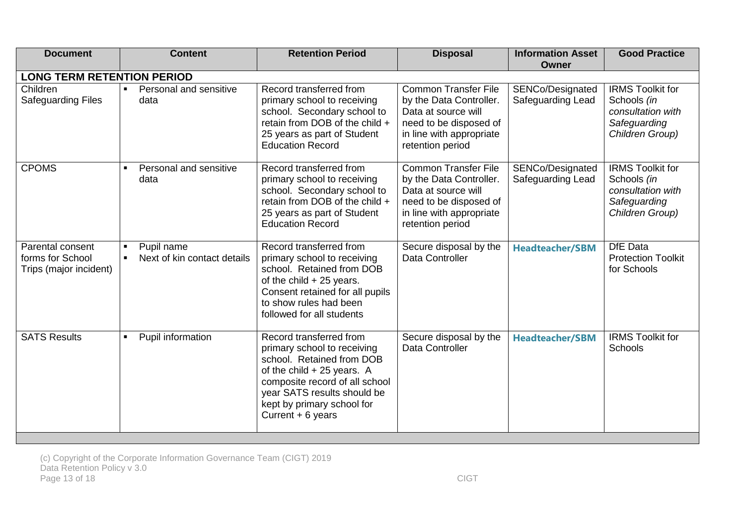| Document | Content | Retention Period | Disposal | Information Asset Owner | Good Practice |
|---|---|---|---|---|---|
| **LONG TERM RETENTION PERIOD** | | | | | |
| Children Safeguarding Files | ▪ Personal and sensitive data | Record transferred from primary school to receiving school. Secondary school to retain from DOB of the child + 25 years as part of Student Education Record | Common Transfer File by the Data Controller. Data at source will need to be disposed of in line with appropriate retention period | SENCo/Designated Safeguarding Lead | IRMS Toolkit for Schools *(in consultation with Safeguarding Children Group)* |
| CPOMS | ▪ Personal and sensitive data | Record transferred from primary school to receiving school. Secondary school to retain from DOB of the child + 25 years as part of Student Education Record | Common Transfer File by the Data Controller. Data at source will need to be disposed of in line with appropriate retention period | SENCo/Designated Safeguarding Lead | IRMS Toolkit for Schools *(in consultation with Safeguarding Children Group)* |
| Parental consent forms for School Trips (major incident) | ▪ Pupil name<br>▪ Next of kin contact details | Record transferred from primary school to receiving school. Retained from DOB of the child + 25 years. Consent retained for all pupils to show rules had been followed for all students | Secure disposal by the Data Controller | **Headteacher/SBM** | DfE Data Protection Toolkit for Schools |
| SATS Results | ▪ Pupil information | Record transferred from primary school to receiving school. Retained from DOB of the child + 25 years. A composite record of all school year SATS results should be kept by primary school for Current + 6 years | Secure disposal by the Data Controller | **Headteacher/SBM** | IRMS Toolkit for Schools |

(c) Copyright of the Corporate Information Governance Team (CIGT) 2019
Data Retention Policy v 3.0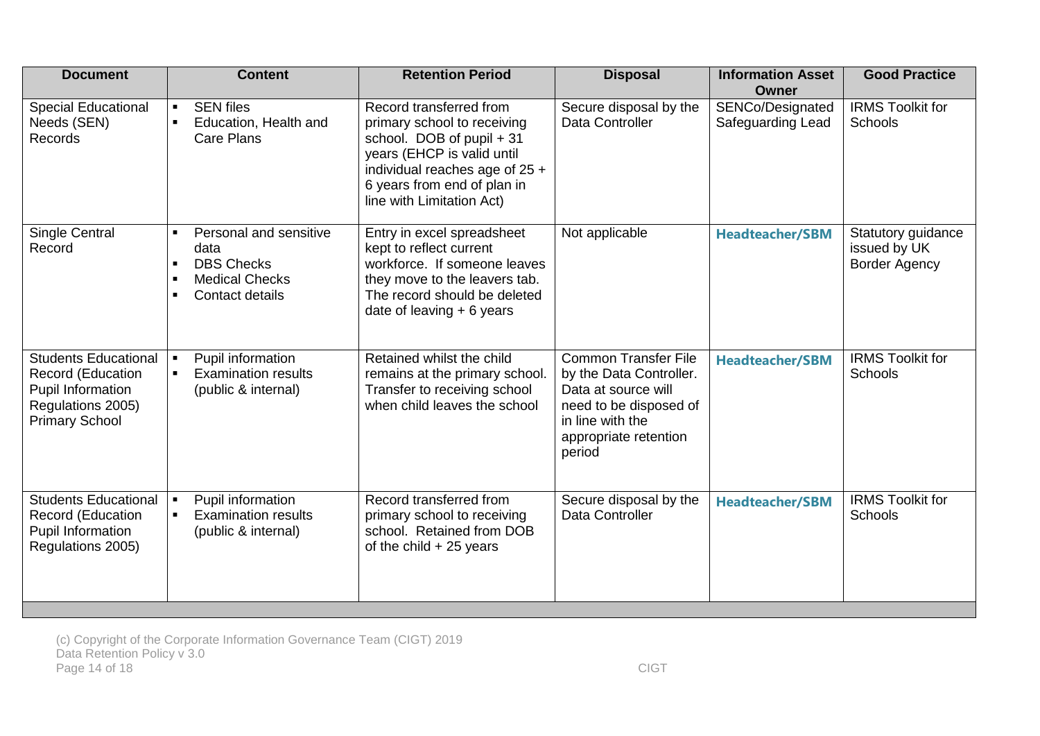| Document | Content | Retention Period | Disposal | Information Asset Owner | Good Practice |
|---|---|---|---|---|---|
| Special Educational Needs (SEN) Records | ▪ SEN files<br>▪ Education, Health and Care Plans | Record transferred from primary school to receiving school. DOB of pupil + 31 years (EHCP is valid until individual reaches age of 25 + 6 years from end of plan in line with Limitation Act) | Secure disposal by the Data Controller | SENCo/Designated Safeguarding Lead | IRMS Toolkit for Schools |
| Single Central Record | ▪ Personal and sensitive data<br>▪ DBS Checks<br>▪ Medical Checks<br>▪ Contact details | Entry in excel spreadsheet kept to reflect current workforce. If someone leaves they move to the leavers tab. The record should be deleted date of leaving + 6 years | Not applicable | **Headteacher/SBM** | Statutory guidance issued by UK Border Agency |
| Students Educational Record (Education Pupil Information Regulations 2005) Primary School | ▪ Pupil information<br>▪ Examination results (public & internal) | Retained whilst the child remains at the primary school. Transfer to receiving school when child leaves the school | Common Transfer File by the Data Controller. Data at source will need to be disposed of in line with the appropriate retention period | **Headteacher/SBM** | IRMS Toolkit for Schools |
| Students Educational Record (Education Pupil Information Regulations 2005) | ▪ Pupil information<br>▪ Examination results (public & internal) | Record transferred from primary school to receiving school. Retained from DOB of the child + 25 years | Secure disposal by the Data Controller | **Headteacher/SBM** | IRMS Toolkit for Schools |

(c) Copyright of the Corporate Information Governance Team (CIGT) 2019
Data Retention Policy v 3.0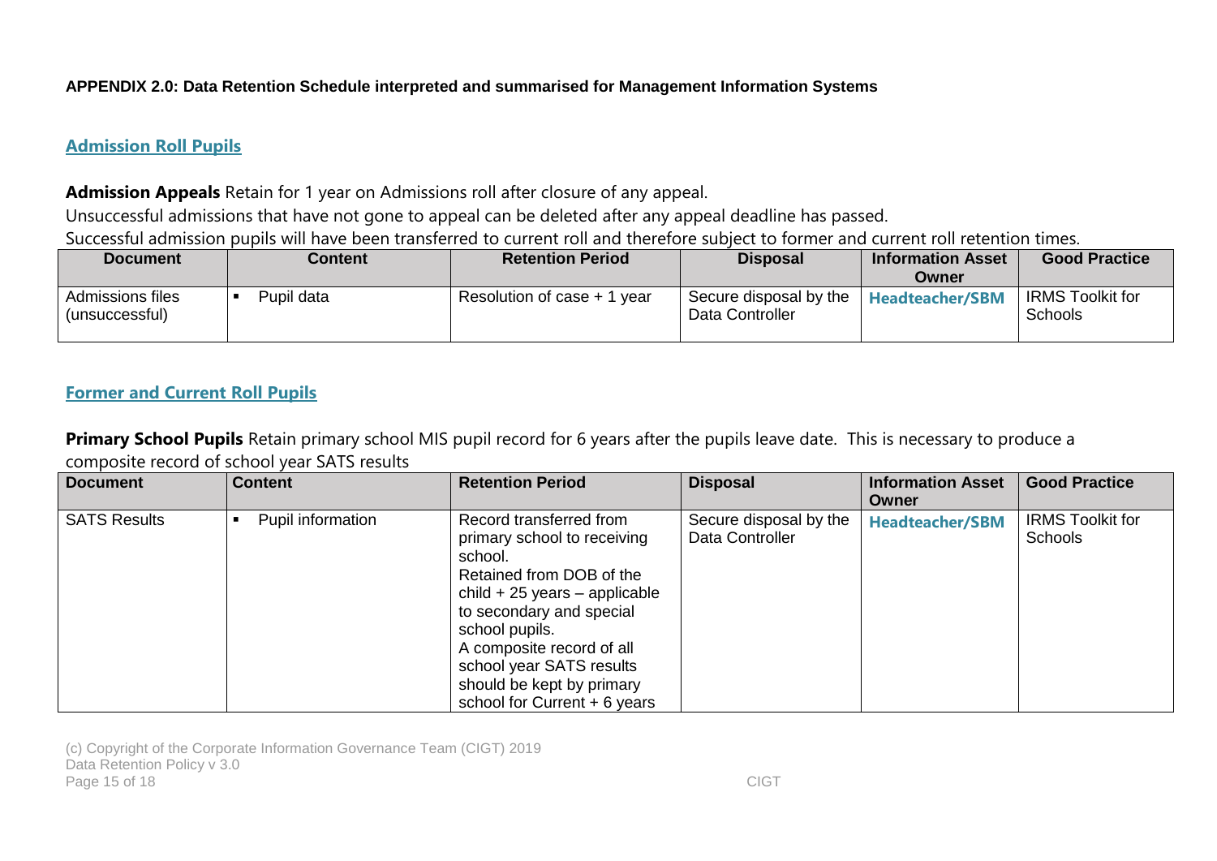**APPENDIX 2.0: Data Retention Schedule interpreted and summarised for Management Information Systems**

## Admission Roll Pupils

**Admission Appeals** Retain for 1 year on Admissions roll after closure of any appeal.

Unsuccessful admissions that have not gone to appeal can be deleted after any appeal deadline has passed.

Successful admission pupils will have been transferred to current roll and therefore subject to former and current roll retention times.

| Document | Content | Retention Period | Disposal | Information Asset Owner | Good Practice |
|---|---|---|---|---|---|
| Admissions files (unsuccessful) | ▪ Pupil data | Resolution of case + 1 year | Secure disposal by the Data Controller | **Headteacher/SBM** | IRMS Toolkit for Schools |

## Former and Current Roll Pupils

**Primary School Pupils** Retain primary school MIS pupil record for 6 years after the pupils leave date. This is necessary to produce a composite record of school year SATS results

| Document | Content | Retention Period | Disposal | Information Asset Owner | Good Practice |
|---|---|---|---|---|---|
| SATS Results | ▪ Pupil information | Record transferred from primary school to receiving school.<br>Retained from DOB of the child + 25 years – applicable to secondary and special school pupils.<br>A composite record of all school year SATS results should be kept by primary school for Current + 6 years | Secure disposal by the Data Controller | **Headteacher/SBM** | IRMS Toolkit for Schools |

(c) Copyright of the Corporate Information Governance Team (CIGT) 2019
Data Retention Policy v 3.0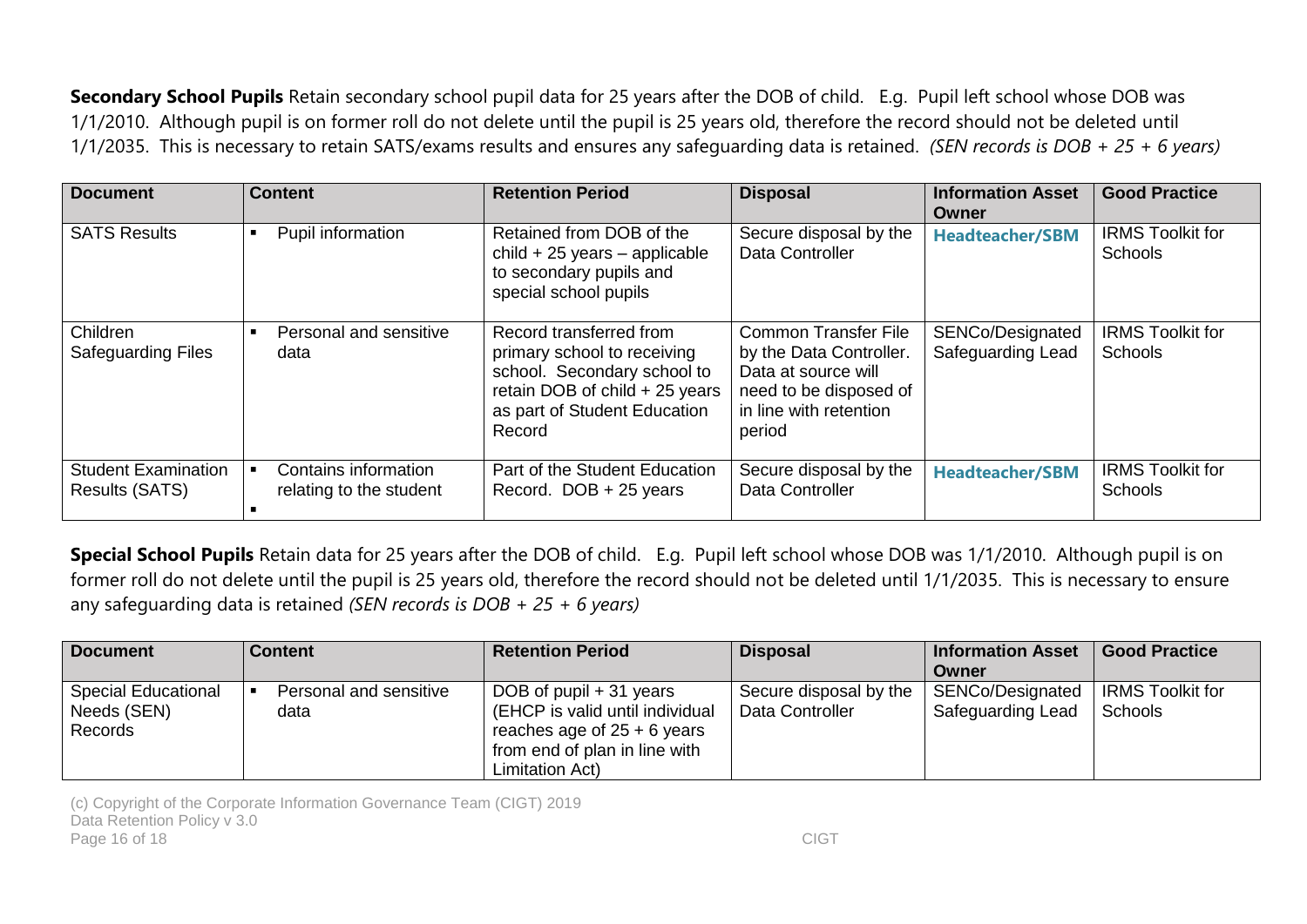**Secondary School Pupils** Retain secondary school pupil data for 25 years after the DOB of child. E.g. Pupil left school whose DOB was 1/1/2010. Although pupil is on former roll do not delete until the pupil is 25 years old, therefore the record should not be deleted until 1/1/2035. This is necessary to retain SATS/exams results and ensures any safeguarding data is retained. *(SEN records is DOB + 25 + 6 years)*

| Document | Content | Retention Period | Disposal | Information Asset Owner | Good Practice |
|---|---|---|---|---|---|
| SATS Results | ▪ Pupil information | Retained from DOB of the child + 25 years – applicable to secondary pupils and special school pupils | Secure disposal by the Data Controller | **Headteacher/SBM** | IRMS Toolkit for Schools |
| Children Safeguarding Files | ▪ Personal and sensitive data | Record transferred from primary school to receiving school. Secondary school to retain DOB of child + 25 years as part of Student Education Record | Common Transfer File by the Data Controller. Data at source will need to be disposed of in line with retention period | SENCo/Designated Safeguarding Lead | IRMS Toolkit for Schools |
| Student Examination Results (SATS) | ▪ Contains information relating to the student<br>▪ | Part of the Student Education Record. DOB + 25 years | Secure disposal by the Data Controller | **Headteacher/SBM** | IRMS Toolkit for Schools |

**Special School Pupils** Retain data for 25 years after the DOB of child. E.g. Pupil left school whose DOB was 1/1/2010. Although pupil is on former roll do not delete until the pupil is 25 years old, therefore the record should not be deleted until 1/1/2035. This is necessary to ensure any safeguarding data is retained *(SEN records is DOB + 25 + 6 years)*

| Document | Content | Retention Period | Disposal | Information Asset Owner | Good Practice |
|---|---|---|---|---|---|
| Special Educational Needs (SEN) Records | ▪ Personal and sensitive data | DOB of pupil + 31 years (EHCP is valid until individual reaches age of 25 + 6 years from end of plan in line with Limitation Act) | Secure disposal by the Data Controller | SENCo/Designated Safeguarding Lead | IRMS Toolkit for Schools |

(c) Copyright of the Corporate Information Governance Team (CIGT) 2019
Data Retention Policy v 3.0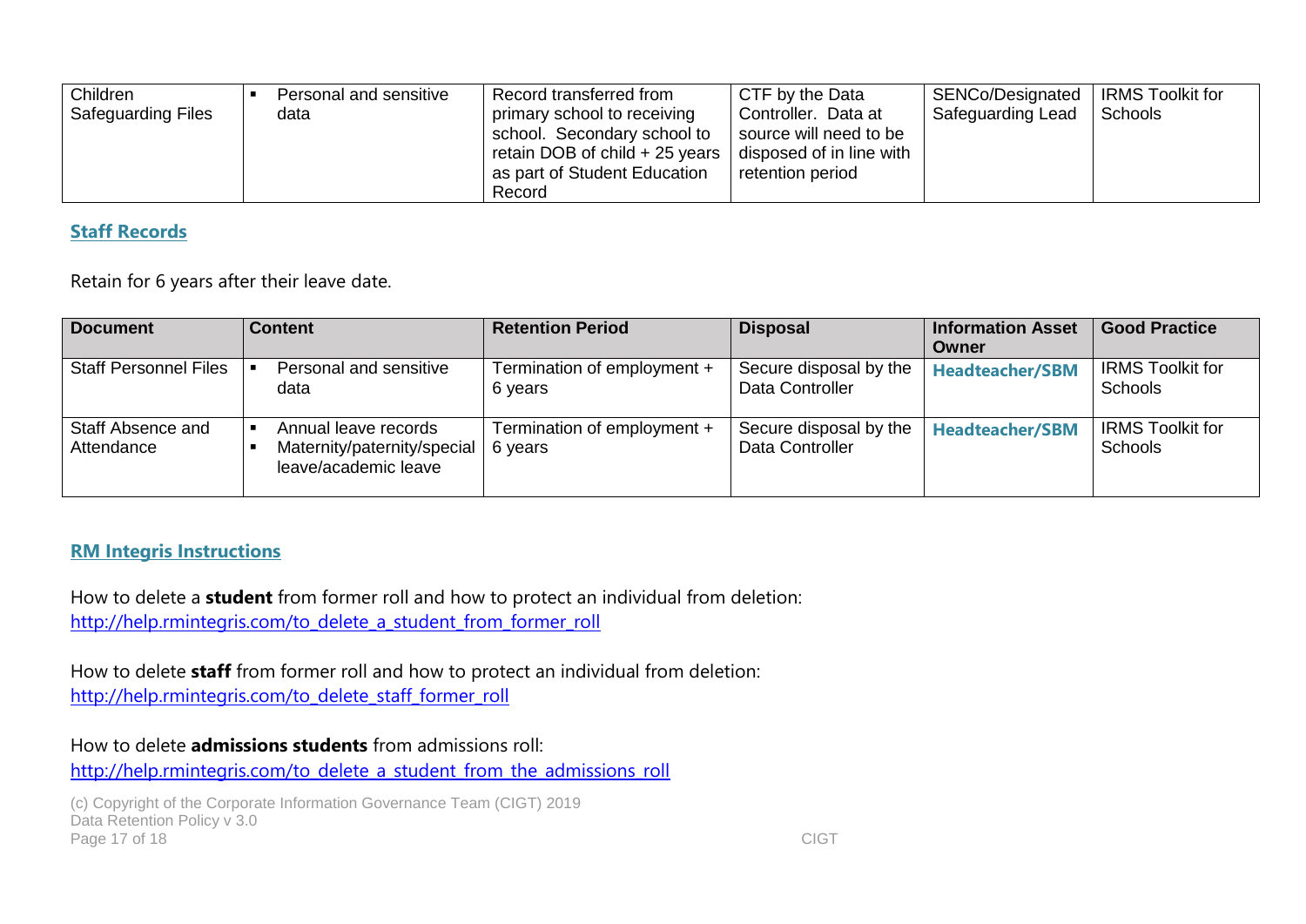| Children Safeguarding Files | ▪ Personal and sensitive data | Record transferred from primary school to receiving school. Secondary school to retain DOB of child + 25 years as part of Student Education Record | CTF by the Data Controller. Data at source will need to be disposed of in line with retention period | SENCo/Designated Safeguarding Lead | IRMS Toolkit for Schools |
|---|---|---|---|---|---|

## Staff Records

Retain for 6 years after their leave date.

| Document | Content | Retention Period | Disposal | Information Asset Owner | Good Practice |
|---|---|---|---|---|---|
| Staff Personnel Files | ▪ Personal and sensitive data | Termination of employment + 6 years | Secure disposal by the Data Controller | **Headteacher/SBM** | IRMS Toolkit for Schools |
| Staff Absence and Attendance | ▪ Annual leave records<br>▪ Maternity/paternity/special leave/academic leave | Termination of employment + 6 years | Secure disposal by the Data Controller | **Headteacher/SBM** | IRMS Toolkit for Schools |

## RM Integris Instructions

How to delete a **student** from former roll and how to protect an individual from deletion:
http://help.rmintegris.com/to_delete_a_student_from_former_roll

How to delete **staff** from former roll and how to protect an individual from deletion:
http://help.rmintegris.com/to_delete_staff_former_roll

How to delete **admissions students** from admissions roll:
http://help.rmintegris.com/to_delete_a_student_from_the_admissions_roll

(c) Copyright of the Corporate Information Governance Team (CIGT) 2019
Data Retention Policy v 3.0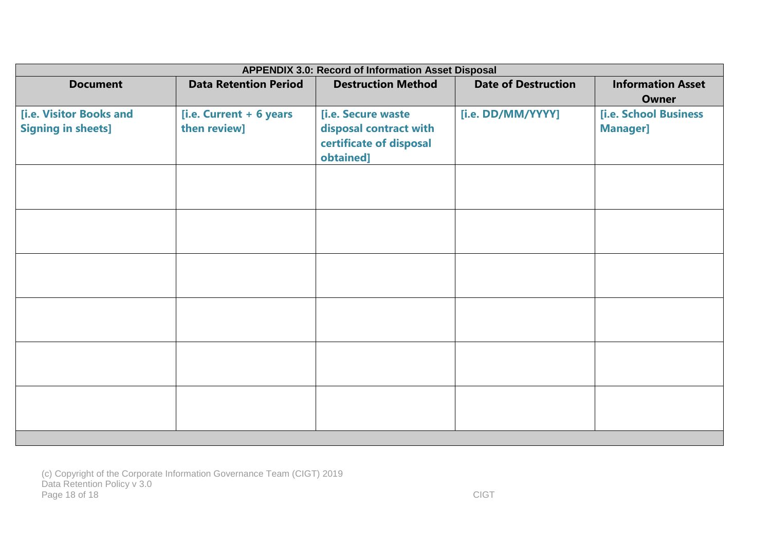## APPENDIX 3.0: Record of Information Asset Disposal

| Document | Data Retention Period | Destruction Method | Date of Destruction | Information Asset Owner |
|---|---|---|---|---|
| **[i.e. Visitor Books and Signing in sheets]** | **[i.e. Current + 6 years then review]** | **[i.e. Secure waste disposal contract with certificate of disposal obtained]** | **[i.e. DD/MM/YYYY]** | **[i.e. School Business Manager]** |
| | | | | |
| | | | | |
| | | | | |
| | | | | |
| | | | | |
| | | | | |

(c) Copyright of the Corporate Information Governance Team (CIGT) 2019
Data Retention Policy v 3.0